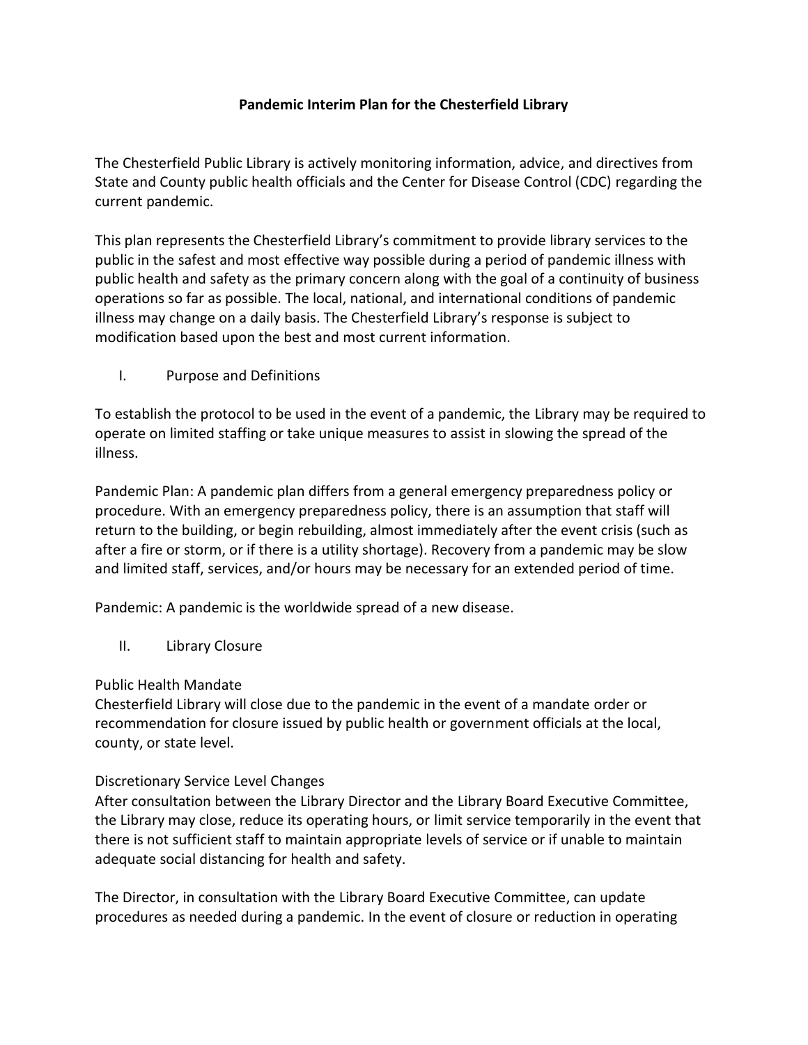# Pandemic Interim Plan for the Chesterfield Library

The Chesterfield Public Library is actively monitoring information, advice, and directives from State and County public health officials and the Center for Disease Control (CDC) regarding the current pandemic.

This plan represents the Chesterfield Library's commitment to provide library services to the public in the safest and most effective way possible during a period of pandemic illness with public health and safety as the primary concern along with the goal of a continuity of business operations so far as possible. The local, national, and international conditions of pandemic illness may change on a daily basis. The Chesterfield Library's response is subject to modification based upon the best and most current information.

## I. Purpose and Definitions

To establish the protocol to be used in the event of a pandemic, the Library may be required to operate on limited staffing or take unique measures to assist in slowing the spread of the illness.

Pandemic Plan: A pandemic plan differs from a general emergency preparedness policy or procedure. With an emergency preparedness policy, there is an assumption that staff will return to the building, or begin rebuilding, almost immediately after the event crisis (such as after a fire or storm, or if there is a utility shortage). Recovery from a pandemic may be slow and limited staff, services, and/or hours may be necessary for an extended period of time.

Pandemic: A pandemic is the worldwide spread of a new disease.

## II. Library Closure

### Public Health Mandate

Chesterfield Library will close due to the pandemic in the event of a mandate order or recommendation for closure issued by public health or government officials at the local, county, or state level.

### Discretionary Service Level Changes

After consultation between the Library Director and the Library Board Executive Committee, the Library may close, reduce its operating hours, or limit service temporarily in the event that there is not sufficient staff to maintain appropriate levels of service or if unable to maintain adequate social distancing for health and safety.

The Director, in consultation with the Library Board Executive Committee, can update procedures as needed during a pandemic. In the event of closure or reduction in operating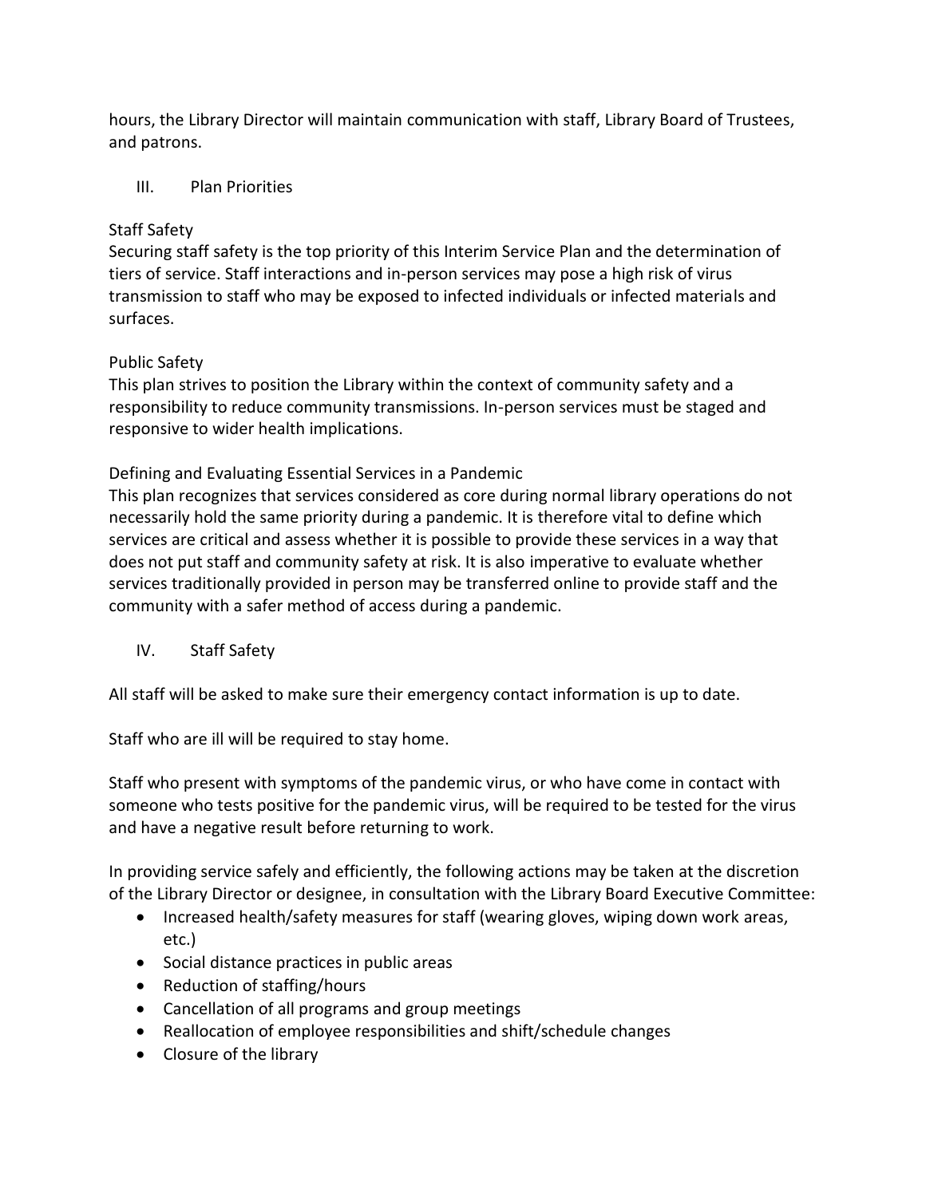hours, the Library Director will maintain communication with staff, Library Board of Trustees, and patrons.

## III. Plan Priorities

### Staff Safety

Securing staff safety is the top priority of this Interim Service Plan and the determination of tiers of service. Staff interactions and in-person services may pose a high risk of virus transmission to staff who may be exposed to infected individuals or infected materials and surfaces.

### Public Safety

This plan strives to position the Library within the context of community safety and a responsibility to reduce community transmissions. In-person services must be staged and responsive to wider health implications.

### Defining and Evaluating Essential Services in a Pandemic

This plan recognizes that services considered as core during normal library operations do not necessarily hold the same priority during a pandemic. It is therefore vital to define which services are critical and assess whether it is possible to provide these services in a way that does not put staff and community safety at risk. It is also imperative to evaluate whether services traditionally provided in person may be transferred online to provide staff and the community with a safer method of access during a pandemic.

## IV. Staff Safety

All staff will be asked to make sure their emergency contact information is up to date.

Staff who are ill will be required to stay home.

Staff who present with symptoms of the pandemic virus, or who have come in contact with someone who tests positive for the pandemic virus, will be required to be tested for the virus and have a negative result before returning to work.

In providing service safely and efficiently, the following actions may be taken at the discretion of the Library Director or designee, in consultation with the Library Board Executive Committee:

- Increased health/safety measures for staff (wearing gloves, wiping down work areas, etc.)
- Social distance practices in public areas
- Reduction of staffing/hours
- Cancellation of all programs and group meetings
- Reallocation of employee responsibilities and shift/schedule changes
- Closure of the library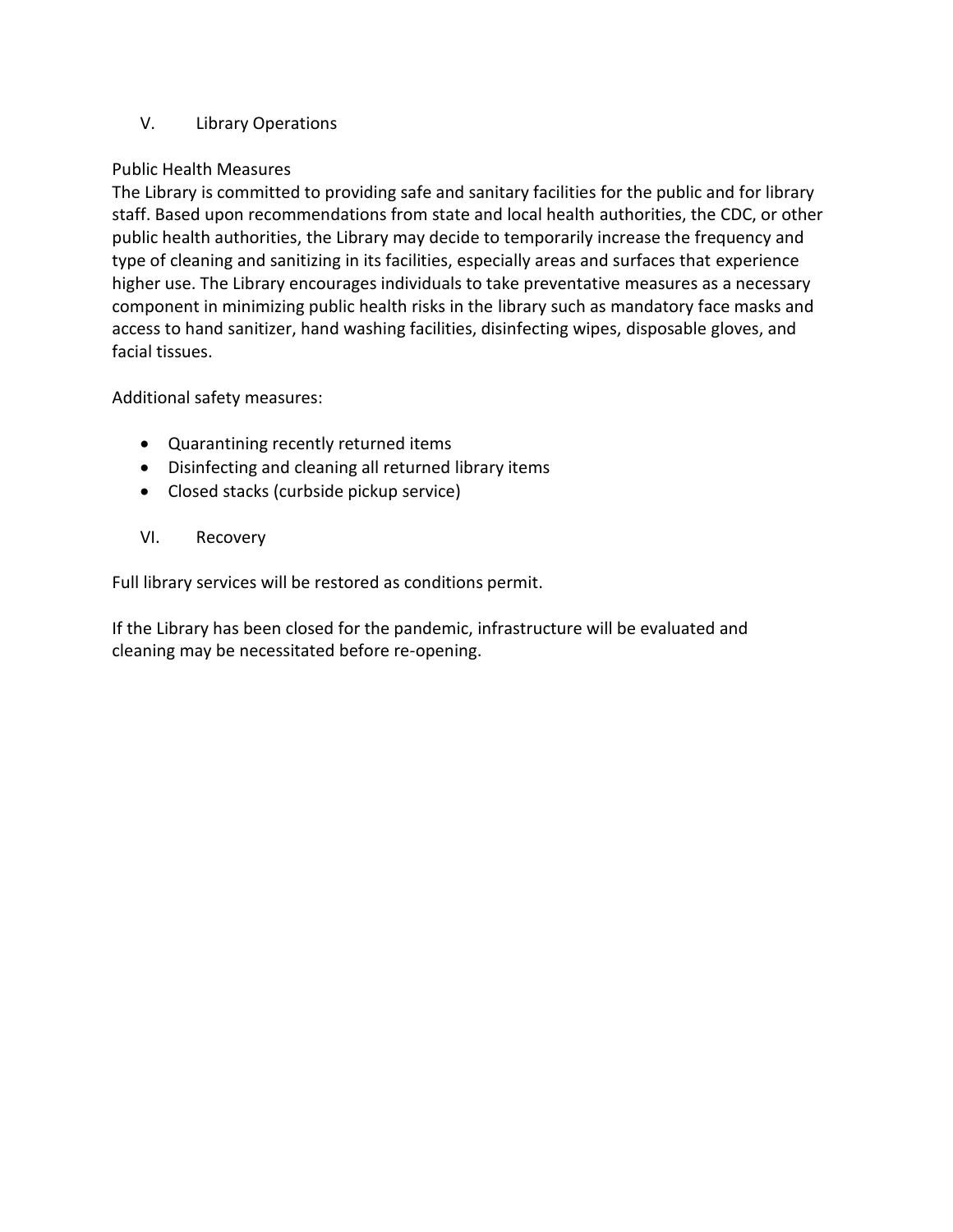## V. Library Operations

Public Health Measures

The Library is committed to providing safe and sanitary facilities for the public and for library staff. Based upon recommendations from state and local health authorities, the CDC, or other public health authorities, the Library may decide to temporarily increase the frequency and type of cleaning and sanitizing in its facilities, especially areas and surfaces that experience higher use. The Library encourages individuals to take preventative measures as a necessary component in minimizing public health risks in the library such as mandatory face masks and access to hand sanitizer, hand washing facilities, disinfecting wipes, disposable gloves, and facial tissues.

Additional safety measures:

- Quarantining recently returned items
- Disinfecting and cleaning all returned library items
- Closed stacks (curbside pickup service)

## VI. Recovery

Full library services will be restored as conditions permit.

If the Library has been closed for the pandemic, infrastructure will be evaluated and cleaning may be necessitated before re-opening.